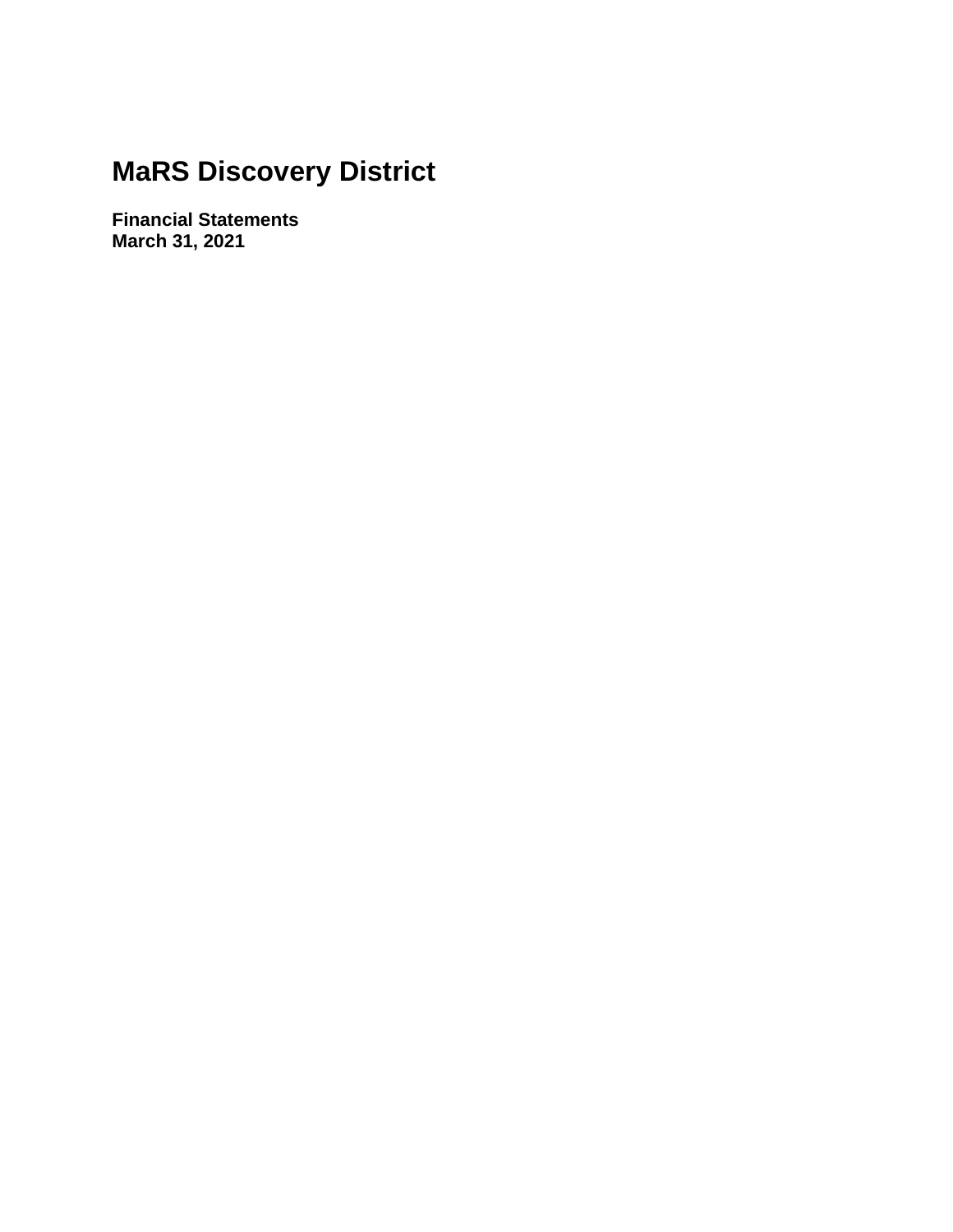# MaRS Discovery District

**Financial Statements**
**March 31, 2021**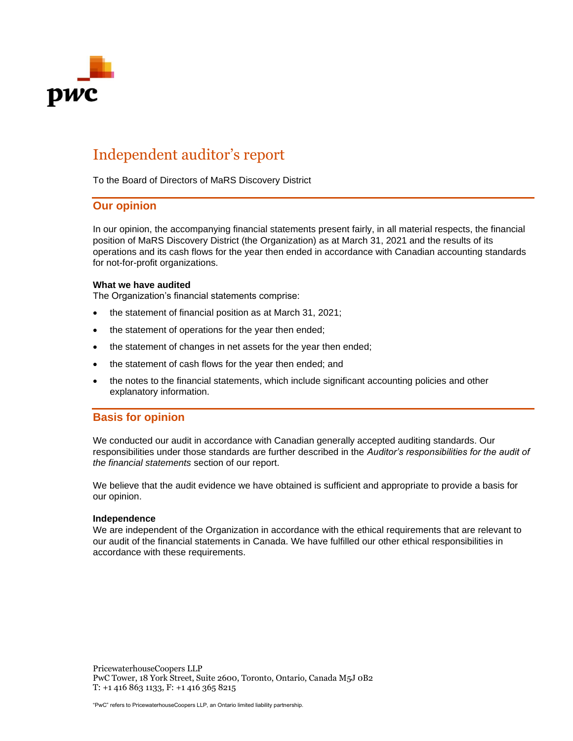# Independent auditor's report

To the Board of Directors of MaRS Discovery District

## Our opinion

In our opinion, the accompanying financial statements present fairly, in all material respects, the financial position of MaRS Discovery District (the Organization) as at March 31, 2021 and the results of its operations and its cash flows for the year then ended in accordance with Canadian accounting standards for not-for-profit organizations.

**What we have audited**

The Organization's financial statements comprise:

- the statement of financial position as at March 31, 2021;
- the statement of operations for the year then ended;
- the statement of changes in net assets for the year then ended;
- the statement of cash flows for the year then ended; and
- the notes to the financial statements, which include significant accounting policies and other explanatory information.

## Basis for opinion

We conducted our audit in accordance with Canadian generally accepted auditing standards. Our responsibilities under those standards are further described in the *Auditor's responsibilities for the audit of the financial statements* section of our report.

We believe that the audit evidence we have obtained is sufficient and appropriate to provide a basis for our opinion.

**Independence**

We are independent of the Organization in accordance with the ethical requirements that are relevant to our audit of the financial statements in Canada. We have fulfilled our other ethical responsibilities in accordance with these requirements.

PricewaterhouseCoopers LLP
PwC Tower, 18 York Street, Suite 2600, Toronto, Ontario, Canada M5J 0B2
T: +1 416 863 1133, F: +1 416 365 8215

"PwC" refers to PricewaterhouseCoopers LLP, an Ontario limited liability partnership.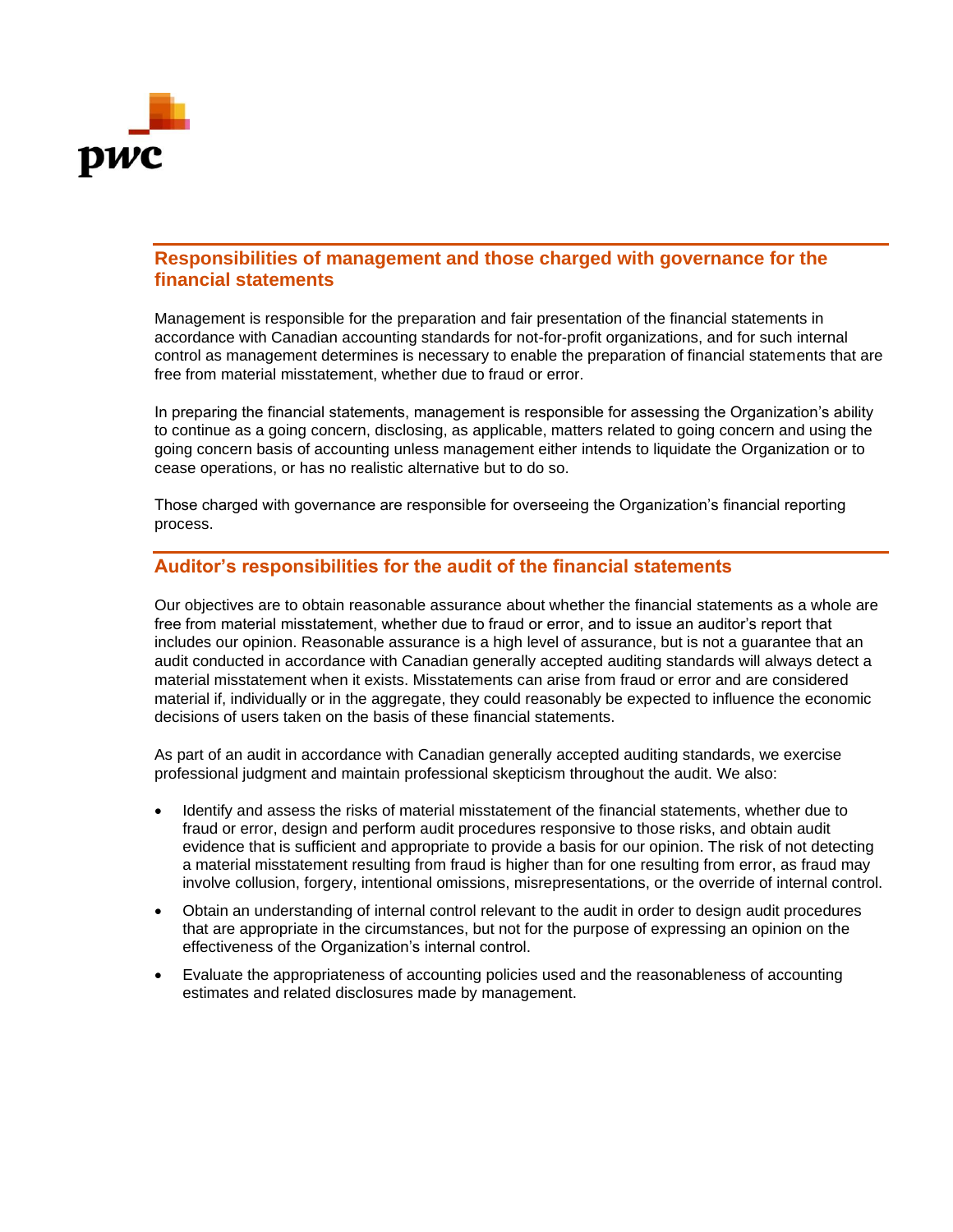## Responsibilities of management and those charged with governance for the financial statements

Management is responsible for the preparation and fair presentation of the financial statements in accordance with Canadian accounting standards for not-for-profit organizations, and for such internal control as management determines is necessary to enable the preparation of financial statements that are free from material misstatement, whether due to fraud or error.

In preparing the financial statements, management is responsible for assessing the Organization's ability to continue as a going concern, disclosing, as applicable, matters related to going concern and using the going concern basis of accounting unless management either intends to liquidate the Organization or to cease operations, or has no realistic alternative but to do so.

Those charged with governance are responsible for overseeing the Organization's financial reporting process.

## Auditor's responsibilities for the audit of the financial statements

Our objectives are to obtain reasonable assurance about whether the financial statements as a whole are free from material misstatement, whether due to fraud or error, and to issue an auditor's report that includes our opinion. Reasonable assurance is a high level of assurance, but is not a guarantee that an audit conducted in accordance with Canadian generally accepted auditing standards will always detect a material misstatement when it exists. Misstatements can arise from fraud or error and are considered material if, individually or in the aggregate, they could reasonably be expected to influence the economic decisions of users taken on the basis of these financial statements.

As part of an audit in accordance with Canadian generally accepted auditing standards, we exercise professional judgment and maintain professional skepticism throughout the audit. We also:

- Identify and assess the risks of material misstatement of the financial statements, whether due to fraud or error, design and perform audit procedures responsive to those risks, and obtain audit evidence that is sufficient and appropriate to provide a basis for our opinion. The risk of not detecting a material misstatement resulting from fraud is higher than for one resulting from error, as fraud may involve collusion, forgery, intentional omissions, misrepresentations, or the override of internal control.
- Obtain an understanding of internal control relevant to the audit in order to design audit procedures that are appropriate in the circumstances, but not for the purpose of expressing an opinion on the effectiveness of the Organization's internal control.
- Evaluate the appropriateness of accounting policies used and the reasonableness of accounting estimates and related disclosures made by management.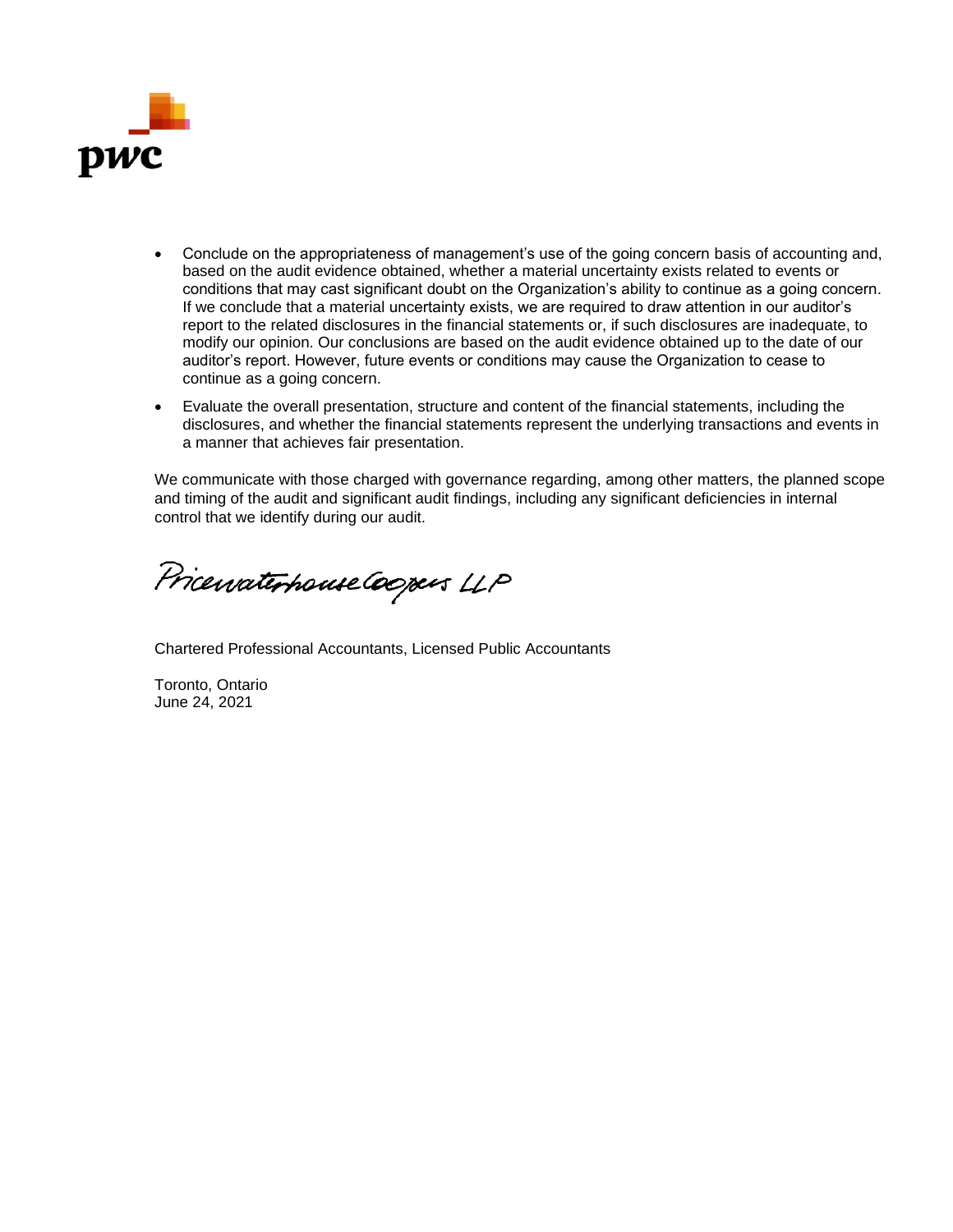- Conclude on the appropriateness of management's use of the going concern basis of accounting and, based on the audit evidence obtained, whether a material uncertainty exists related to events or conditions that may cast significant doubt on the Organization's ability to continue as a going concern. If we conclude that a material uncertainty exists, we are required to draw attention in our auditor's report to the related disclosures in the financial statements or, if such disclosures are inadequate, to modify our opinion. Our conclusions are based on the audit evidence obtained up to the date of our auditor's report. However, future events or conditions may cause the Organization to cease to continue as a going concern.
- Evaluate the overall presentation, structure and content of the financial statements, including the disclosures, and whether the financial statements represent the underlying transactions and events in a manner that achieves fair presentation.

We communicate with those charged with governance regarding, among other matters, the planned scope and timing of the audit and significant audit findings, including any significant deficiencies in internal control that we identify during our audit.

PricewaterhouseCoopers LLP

Chartered Professional Accountants, Licensed Public Accountants

Toronto, Ontario
June 24, 2021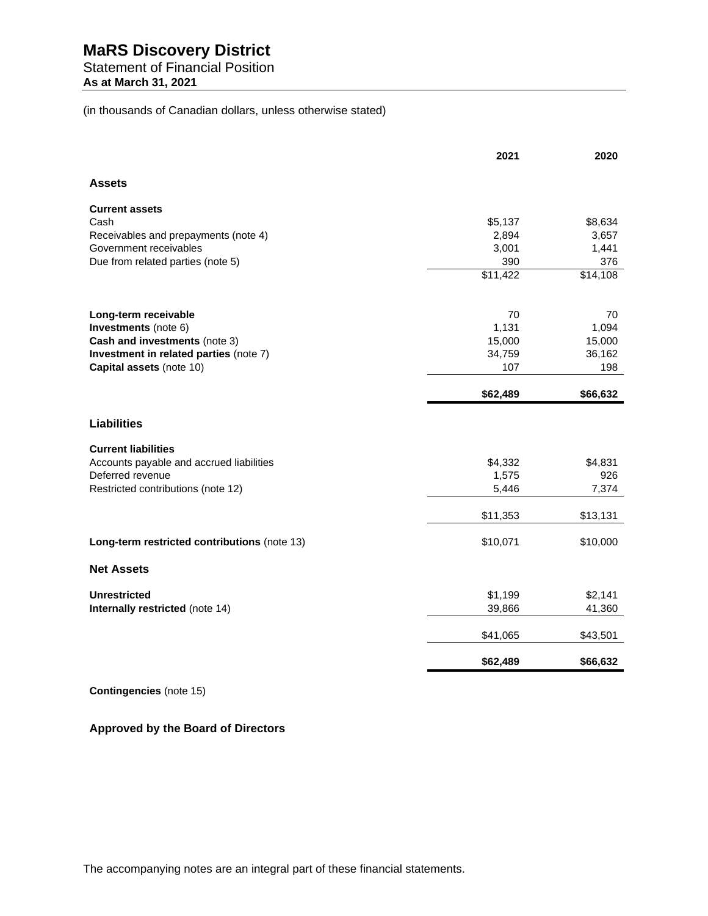# MaRS Discovery District

Statement of Financial Position

**As at March 31, 2021**

(in thousands of Canadian dollars, unless otherwise stated)

| | 2021 | 2020 |
|---|---|---|
| **Assets** | | |
| **Current assets** | | |
| Cash | $5,137 | $8,634 |
| Receivables and prepayments (note 4) | 2,894 | 3,657 |
| Government receivables | 3,001 | 1,441 |
| Due from related parties (note 5) | 390 | 376 |
| | $11,422 | $14,108 |
| **Long-term receivable** | 70 | 70 |
| **Investments** (note 6) | 1,131 | 1,094 |
| **Cash and investments** (note 3) | 15,000 | 15,000 |
| **Investment in related parties** (note 7) | 34,759 | 36,162 |
| **Capital assets** (note 10) | 107 | 198 |
| | **$62,489** | **$66,632** |
| **Liabilities** | | |
| **Current liabilities** | | |
| Accounts payable and accrued liabilities | $4,332 | $4,831 |
| Deferred revenue | 1,575 | 926 |
| Restricted contributions (note 12) | 5,446 | 7,374 |
| | $11,353 | $13,131 |
| **Long-term restricted contributions** (note 13) | $10,071 | $10,000 |
| **Net Assets** | | |
| **Unrestricted** | $1,199 | $2,141 |
| **Internally restricted** (note 14) | 39,866 | 41,360 |
| | $41,065 | $43,501 |
| | **$62,489** | **$66,632** |

**Contingencies** (note 15)

**Approved by the Board of Directors**

The accompanying notes are an integral part of these financial statements.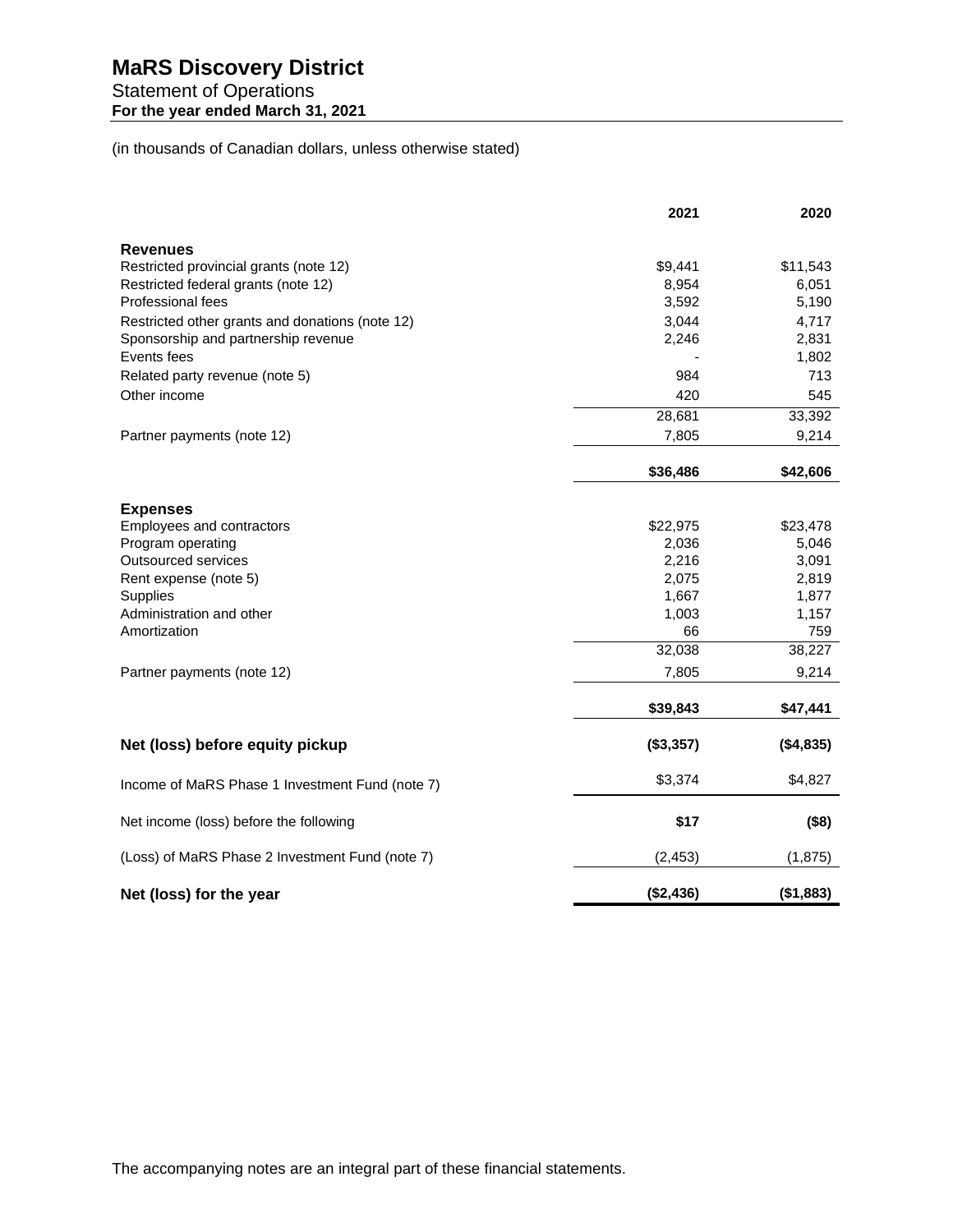# MaRS Discovery District

Statement of Operations

**For the year ended March 31, 2021**

(in thousands of Canadian dollars, unless otherwise stated)

| | 2021 | 2020 |
|---|---|---|
| **Revenues** | | |
| Restricted provincial grants (note 12) | $9,441 | $11,543 |
| Restricted federal grants (note 12) | 8,954 | 6,051 |
| Professional fees | 3,592 | 5,190 |
| Restricted other grants and donations (note 12) | 3,044 | 4,717 |
| Sponsorship and partnership revenue | 2,246 | 2,831 |
| Events fees | - | 1,802 |
| Related party revenue (note 5) | 984 | 713 |
| Other income | 420 | 545 |
| | 28,681 | 33,392 |
| Partner payments (note 12) | 7,805 | 9,214 |
| | **$36,486** | **$42,606** |
| **Expenses** | | |
| Employees and contractors | $22,975 | $23,478 |
| Program operating | 2,036 | 5,046 |
| Outsourced services | 2,216 | 3,091 |
| Rent expense (note 5) | 2,075 | 2,819 |
| Supplies | 1,667 | 1,877 |
| Administration and other | 1,003 | 1,157 |
| Amortization | 66 | 759 |
| | 32,038 | 38,227 |
| Partner payments (note 12) | 7,805 | 9,214 |
| | **$39,843** | **$47,441** |
| **Net (loss) before equity pickup** | **($3,357)** | **($4,835)** |
| Income of MaRS Phase 1 Investment Fund (note 7) | $3,374 | $4,827 |
| Net income (loss) before the following | **$17** | **($8)** |
| (Loss) of MaRS Phase 2 Investment Fund (note 7) | (2,453) | (1,875) |
| **Net (loss) for the year** | **($2,436)** | **($1,883)** |

The accompanying notes are an integral part of these financial statements.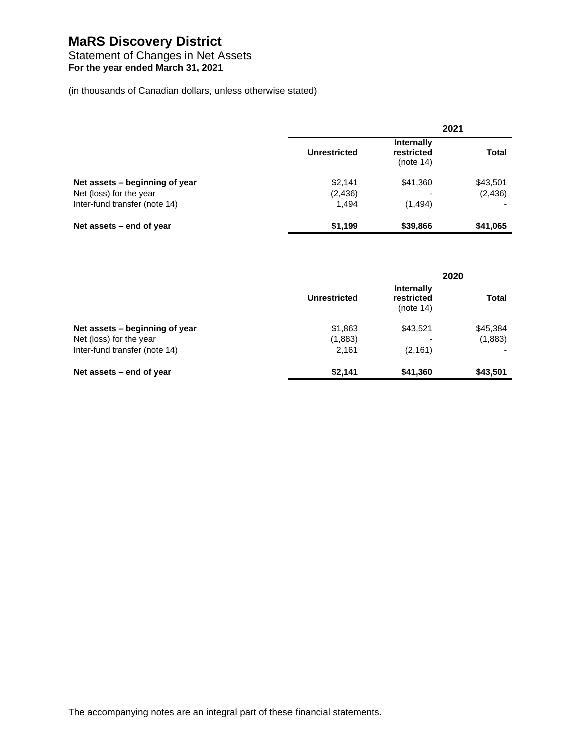# MaRS Discovery District

Statement of Changes in Net Assets

**For the year ended March 31, 2021**

(in thousands of Canadian dollars, unless otherwise stated)

| | **2021** | | |
|---|---|---|---|
| | **Unrestricted** | **Internally restricted** (note 14) | **Total** |
| **Net assets – beginning of year** | $2,141 | $41,360 | $43,501 |
| Net (loss) for the year | (2,436) | - | (2,436) |
| Inter-fund transfer (note 14) | 1,494 | (1,494) | - |
| **Net assets – end of year** | **$1,199** | **$39,866** | **$41,065** |

| | **2020** | | |
|---|---|---|---|
| | **Unrestricted** | **Internally restricted** (note 14) | **Total** |
| **Net assets – beginning of year** | $1,863 | $43,521 | $45,384 |
| Net (loss) for the year | (1,883) | - | (1,883) |
| Inter-fund transfer (note 14) | 2,161 | (2,161) | - |
| **Net assets – end of year** | **$2,141** | **$41,360** | **$43,501** |

The accompanying notes are an integral part of these financial statements.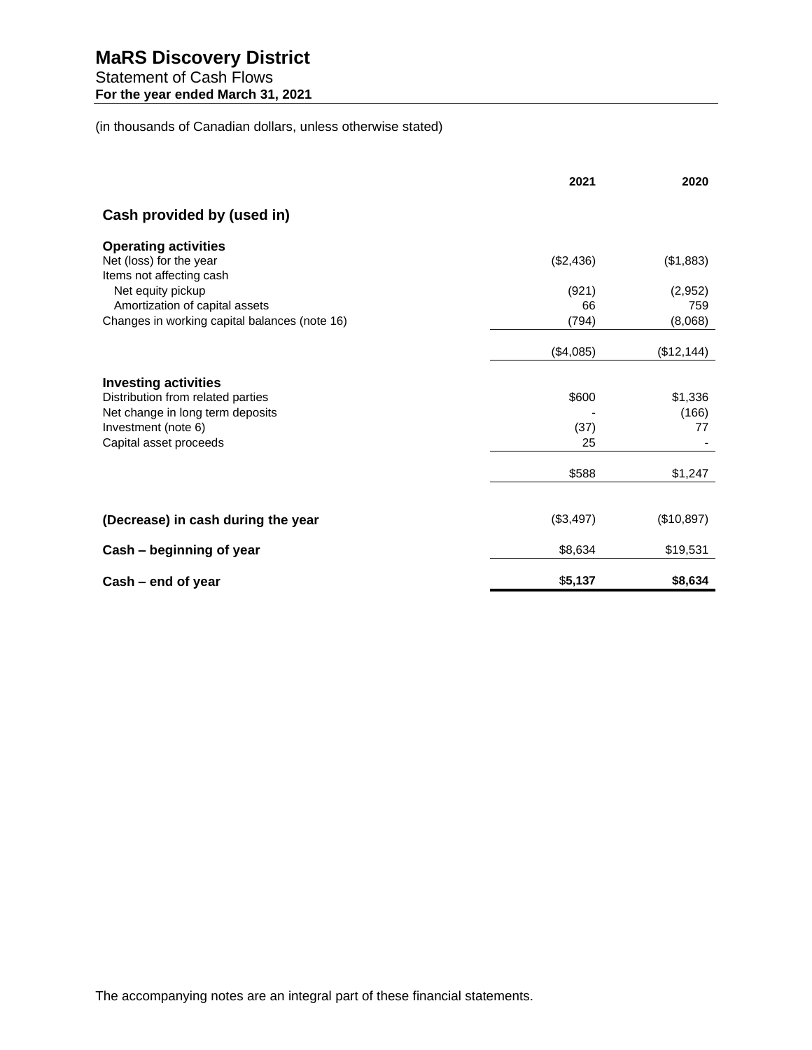# MaRS Discovery District

Statement of Cash Flows

**For the year ended March 31, 2021**

(in thousands of Canadian dollars, unless otherwise stated)

| | 2021 | 2020 |
|---|---|---|
| **Cash provided by (used in)** | | |
| **Operating activities** | | |
| Net (loss) for the year | ($2,436) | ($1,883) |
| Items not affecting cash | | |
| Net equity pickup | (921) | (2,952) |
| Amortization of capital assets | 66 | 759 |
| Changes in working capital balances (note 16) | (794) | (8,068) |
| | ($4,085) | ($12,144) |
| **Investing activities** | | |
| Distribution from related parties | $600 | $1,336 |
| Net change in long term deposits | - | (166) |
| Investment (note 6) | (37) | 77 |
| Capital asset proceeds | 25 | - |
| | $588 | $1,247 |
| **(Decrease) in cash during the year** | ($3,497) | ($10,897) |
| **Cash – beginning of year** | $8,634 | $19,531 |
| **Cash – end of year** | **$5,137** | **$8,634** |

The accompanying notes are an integral part of these financial statements.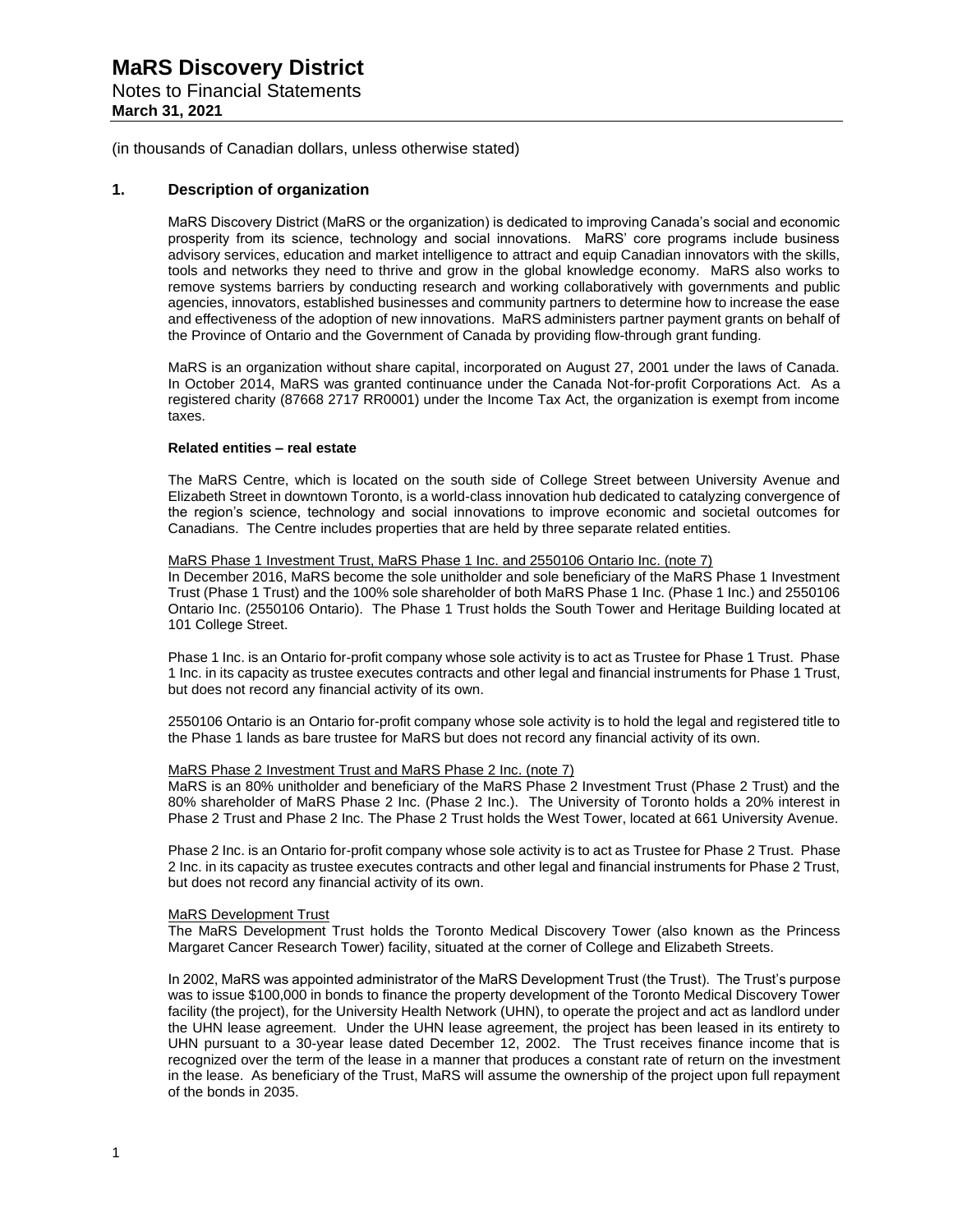# MaRS Discovery District

Notes to Financial Statements

**March 31, 2021**

(in thousands of Canadian dollars, unless otherwise stated)

## 1. Description of organization

MaRS Discovery District (MaRS or the organization) is dedicated to improving Canada's social and economic prosperity from its science, technology and social innovations. MaRS' core programs include business advisory services, education and market intelligence to attract and equip Canadian innovators with the skills, tools and networks they need to thrive and grow in the global knowledge economy. MaRS also works to remove systems barriers by conducting research and working collaboratively with governments and public agencies, innovators, established businesses and community partners to determine how to increase the ease and effectiveness of the adoption of new innovations. MaRS administers partner payment grants on behalf of the Province of Ontario and the Government of Canada by providing flow-through grant funding.

MaRS is an organization without share capital, incorporated on August 27, 2001 under the laws of Canada. In October 2014, MaRS was granted continuance under the Canada Not-for-profit Corporations Act. As a registered charity (87668 2717 RR0001) under the Income Tax Act, the organization is exempt from income taxes.

**Related entities – real estate**

The MaRS Centre, which is located on the south side of College Street between University Avenue and Elizabeth Street in downtown Toronto, is a world-class innovation hub dedicated to catalyzing convergence of the region's science, technology and social innovations to improve economic and societal outcomes for Canadians. The Centre includes properties that are held by three separate related entities.

<u>MaRS Phase 1 Investment Trust, MaRS Phase 1 Inc. and 2550106 Ontario Inc. (note 7)</u>

In December 2016, MaRS become the sole unitholder and sole beneficiary of the MaRS Phase 1 Investment Trust (Phase 1 Trust) and the 100% sole shareholder of both MaRS Phase 1 Inc. (Phase 1 Inc.) and 2550106 Ontario Inc. (2550106 Ontario). The Phase 1 Trust holds the South Tower and Heritage Building located at 101 College Street.

Phase 1 Inc. is an Ontario for-profit company whose sole activity is to act as Trustee for Phase 1 Trust. Phase 1 Inc. in its capacity as trustee executes contracts and other legal and financial instruments for Phase 1 Trust, but does not record any financial activity of its own.

2550106 Ontario is an Ontario for-profit company whose sole activity is to hold the legal and registered title to the Phase 1 lands as bare trustee for MaRS but does not record any financial activity of its own.

<u>MaRS Phase 2 Investment Trust and MaRS Phase 2 Inc. (note 7)</u>

MaRS is an 80% unitholder and beneficiary of the MaRS Phase 2 Investment Trust (Phase 2 Trust) and the 80% shareholder of MaRS Phase 2 Inc. (Phase 2 Inc.). The University of Toronto holds a 20% interest in Phase 2 Trust and Phase 2 Inc. The Phase 2 Trust holds the West Tower, located at 661 University Avenue.

Phase 2 Inc. is an Ontario for-profit company whose sole activity is to act as Trustee for Phase 2 Trust. Phase 2 Inc. in its capacity as trustee executes contracts and other legal and financial instruments for Phase 2 Trust, but does not record any financial activity of its own.

<u>MaRS Development Trust</u>

The MaRS Development Trust holds the Toronto Medical Discovery Tower (also known as the Princess Margaret Cancer Research Tower) facility, situated at the corner of College and Elizabeth Streets.

In 2002, MaRS was appointed administrator of the MaRS Development Trust (the Trust). The Trust's purpose was to issue \$100,000 in bonds to finance the property development of the Toronto Medical Discovery Tower facility (the project), for the University Health Network (UHN), to operate the project and act as landlord under the UHN lease agreement. Under the UHN lease agreement, the project has been leased in its entirety to UHN pursuant to a 30-year lease dated December 12, 2002. The Trust receives finance income that is recognized over the term of the lease in a manner that produces a constant rate of return on the investment in the lease. As beneficiary of the Trust, MaRS will assume the ownership of the project upon full repayment of the bonds in 2035.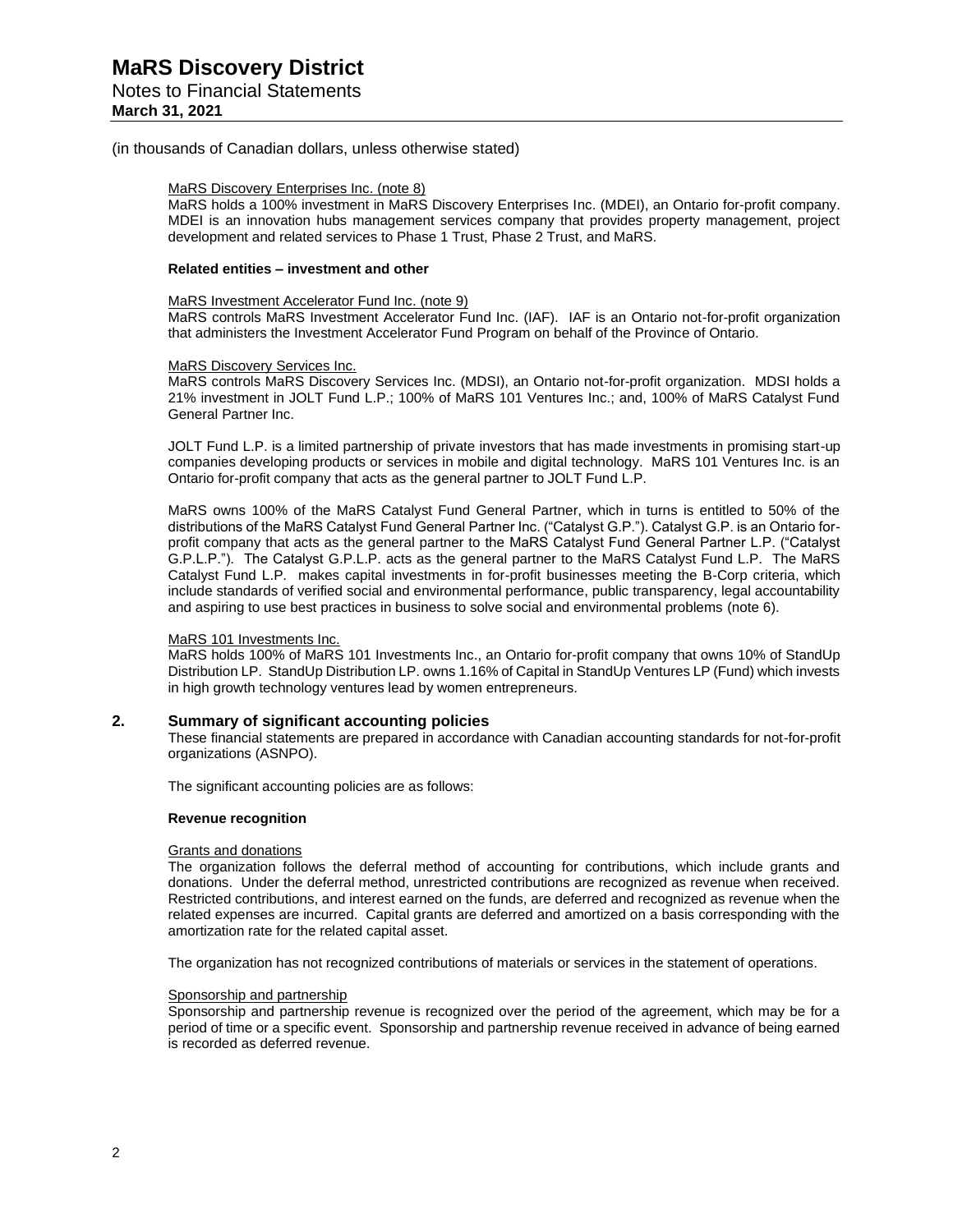(in thousands of Canadian dollars, unless otherwise stated)

MaRS Discovery Enterprises Inc. (note 8)
MaRS holds a 100% investment in MaRS Discovery Enterprises Inc. (MDEI), an Ontario for-profit company. MDEI is an innovation hubs management services company that provides property management, project development and related services to Phase 1 Trust, Phase 2 Trust, and MaRS.

**Related entities – investment and other**

MaRS Investment Accelerator Fund Inc. (note 9)
MaRS controls MaRS Investment Accelerator Fund Inc. (IAF). IAF is an Ontario not-for-profit organization that administers the Investment Accelerator Fund Program on behalf of the Province of Ontario.

MaRS Discovery Services Inc.
MaRS controls MaRS Discovery Services Inc. (MDSI), an Ontario not-for-profit organization. MDSI holds a 21% investment in JOLT Fund L.P.; 100% of MaRS 101 Ventures Inc.; and, 100% of MaRS Catalyst Fund General Partner Inc.

JOLT Fund L.P. is a limited partnership of private investors that has made investments in promising start-up companies developing products or services in mobile and digital technology. MaRS 101 Ventures Inc. is an Ontario for-profit company that acts as the general partner to JOLT Fund L.P.

MaRS owns 100% of the MaRS Catalyst Fund General Partner, which in turns is entitled to 50% of the distributions of the MaRS Catalyst Fund General Partner Inc. ("Catalyst G.P."). Catalyst G.P. is an Ontario for-profit company that acts as the general partner to the MaRS Catalyst Fund General Partner L.P. ("Catalyst G.P.L.P."). The Catalyst G.P.L.P. acts as the general partner to the MaRS Catalyst Fund L.P. The MaRS Catalyst Fund L.P. makes capital investments in for-profit businesses meeting the B-Corp criteria, which include standards of verified social and environmental performance, public transparency, legal accountability and aspiring to use best practices in business to solve social and environmental problems (note 6).

MaRS 101 Investments Inc.
MaRS holds 100% of MaRS 101 Investments Inc., an Ontario for-profit company that owns 10% of StandUp Distribution LP. StandUp Distribution LP. owns 1.16% of Capital in StandUp Ventures LP (Fund) which invests in high growth technology ventures lead by women entrepreneurs.

## 2. Summary of significant accounting policies

These financial statements are prepared in accordance with Canadian accounting standards for not-for-profit organizations (ASNPO).

The significant accounting policies are as follows:

**Revenue recognition**

Grants and donations
The organization follows the deferral method of accounting for contributions, which include grants and donations. Under the deferral method, unrestricted contributions are recognized as revenue when received. Restricted contributions, and interest earned on the funds, are deferred and recognized as revenue when the related expenses are incurred. Capital grants are deferred and amortized on a basis corresponding with the amortization rate for the related capital asset.

The organization has not recognized contributions of materials or services in the statement of operations.

Sponsorship and partnership
Sponsorship and partnership revenue is recognized over the period of the agreement, which may be for a period of time or a specific event. Sponsorship and partnership revenue received in advance of being earned is recorded as deferred revenue.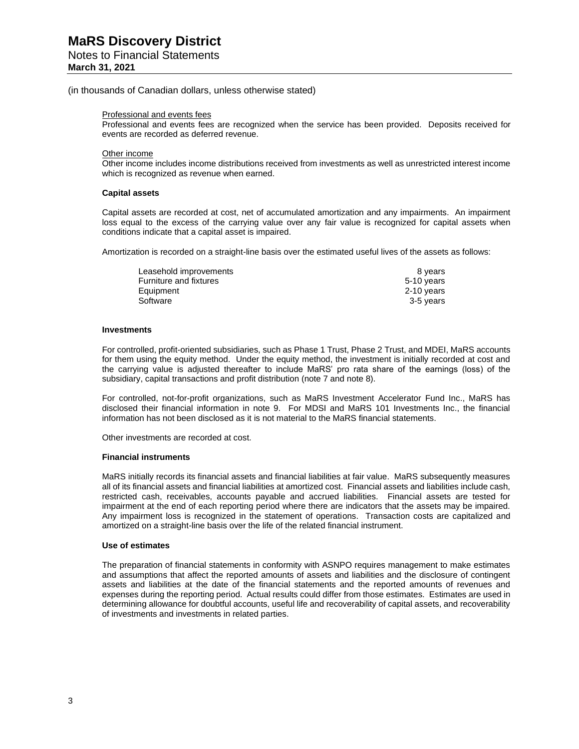(in thousands of Canadian dollars, unless otherwise stated)

Professional and events fees

Professional and events fees are recognized when the service has been provided. Deposits received for events are recorded as deferred revenue.

Other income

Other income includes income distributions received from investments as well as unrestricted interest income which is recognized as revenue when earned.

**Capital assets**

Capital assets are recorded at cost, net of accumulated amortization and any impairments. An impairment loss equal to the excess of the carrying value over any fair value is recognized for capital assets when conditions indicate that a capital asset is impaired.

Amortization is recorded on a straight-line basis over the estimated useful lives of the assets as follows:

| | |
|---|---|
| Leasehold improvements | 8 years |
| Furniture and fixtures | 5-10 years |
| Equipment | 2-10 years |
| Software | 3-5 years |

**Investments**

For controlled, profit-oriented subsidiaries, such as Phase 1 Trust, Phase 2 Trust, and MDEI, MaRS accounts for them using the equity method. Under the equity method, the investment is initially recorded at cost and the carrying value is adjusted thereafter to include MaRS' pro rata share of the earnings (loss) of the subsidiary, capital transactions and profit distribution (note 7 and note 8).

For controlled, not-for-profit organizations, such as MaRS Investment Accelerator Fund Inc., MaRS has disclosed their financial information in note 9. For MDSI and MaRS 101 Investments Inc., the financial information has not been disclosed as it is not material to the MaRS financial statements.

Other investments are recorded at cost.

**Financial instruments**

MaRS initially records its financial assets and financial liabilities at fair value. MaRS subsequently measures all of its financial assets and financial liabilities at amortized cost. Financial assets and liabilities include cash, restricted cash, receivables, accounts payable and accrued liabilities. Financial assets are tested for impairment at the end of each reporting period where there are indicators that the assets may be impaired. Any impairment loss is recognized in the statement of operations. Transaction costs are capitalized and amortized on a straight-line basis over the life of the related financial instrument.

**Use of estimates**

The preparation of financial statements in conformity with ASNPO requires management to make estimates and assumptions that affect the reported amounts of assets and liabilities and the disclosure of contingent assets and liabilities at the date of the financial statements and the reported amounts of revenues and expenses during the reporting period. Actual results could differ from those estimates. Estimates are used in determining allowance for doubtful accounts, useful life and recoverability of capital assets, and recoverability of investments and investments in related parties.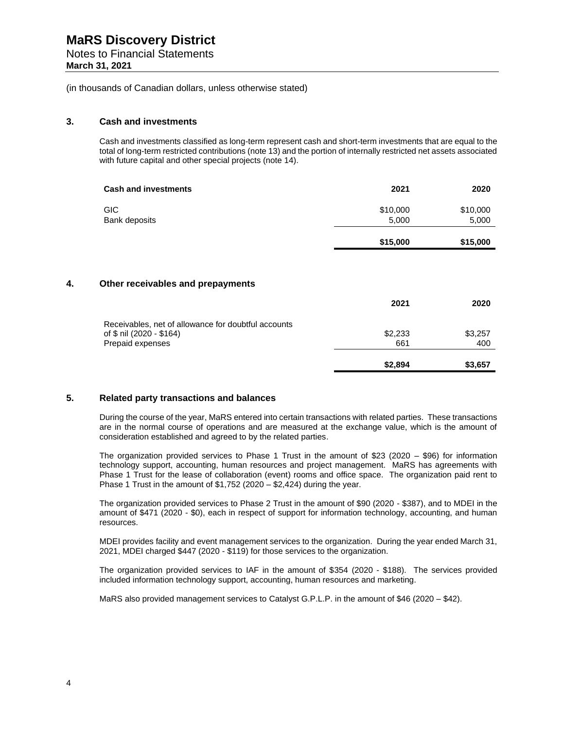# MaRS Discovery District

Notes to Financial Statements

**March 31, 2021**

(in thousands of Canadian dollars, unless otherwise stated)

## 3. Cash and investments

Cash and investments classified as long-term represent cash and short-term investments that are equal to the total of long-term restricted contributions (note 13) and the portion of internally restricted net assets associated with future capital and other special projects (note 14).

| Cash and investments | 2021 | 2020 |
|---|---|---|
| GIC | $10,000 | $10,000 |
| Bank deposits | 5,000 | 5,000 |
| | **$15,000** | **$15,000** |

## 4. Other receivables and prepayments

| | 2021 | 2020 |
|---|---|---|
| Receivables, net of allowance for doubtful accounts of $ nil (2020 - $164) | $2,233 | $3,257 |
| Prepaid expenses | 661 | 400 |
| | **$2,894** | **$3,657** |

## 5. Related party transactions and balances

During the course of the year, MaRS entered into certain transactions with related parties. These transactions are in the normal course of operations and are measured at the exchange value, which is the amount of consideration established and agreed to by the related parties.

The organization provided services to Phase 1 Trust in the amount of $23 (2020 – $96) for information technology support, accounting, human resources and project management. MaRS has agreements with Phase 1 Trust for the lease of collaboration (event) rooms and office space. The organization paid rent to Phase 1 Trust in the amount of $1,752 (2020 – $2,424) during the year.

The organization provided services to Phase 2 Trust in the amount of $90 (2020 - $387), and to MDEI in the amount of $471 (2020 - $0), each in respect of support for information technology, accounting, and human resources.

MDEI provides facility and event management services to the organization. During the year ended March 31, 2021, MDEI charged $447 (2020 - $119) for those services to the organization.

The organization provided services to IAF in the amount of $354 (2020 - $188). The services provided included information technology support, accounting, human resources and marketing.

MaRS also provided management services to Catalyst G.P.L.P. in the amount of $46 (2020 – $42).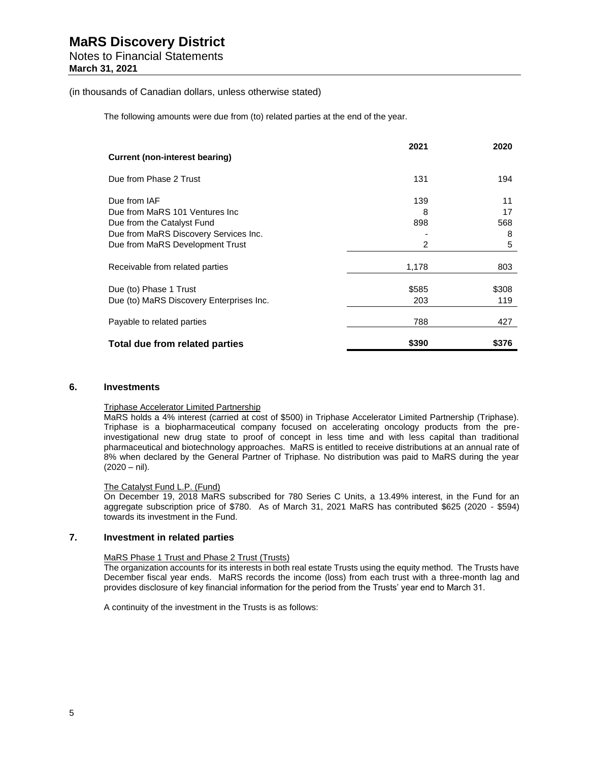(in thousands of Canadian dollars, unless otherwise stated)

The following amounts were due from (to) related parties at the end of the year.

| | 2021 | 2020 |
|---|---|---|
| **Current (non-interest bearing)** | | |
| Due from Phase 2 Trust | 131 | 194 |
| Due from IAF | 139 | 11 |
| Due from MaRS 101 Ventures Inc | 8 | 17 |
| Due from the Catalyst Fund | 898 | 568 |
| Due from MaRS Discovery Services Inc. | - | 8 |
| Due from MaRS Development Trust | 2 | 5 |
| Receivable from related parties | 1,178 | 803 |
| Due (to) Phase 1 Trust | $585 | $308 |
| Due (to) MaRS Discovery Enterprises Inc. | 203 | 119 |
| Payable to related parties | 788 | 427 |
| **Total due from related parties** | **$390** | **$376** |

## 6. Investments

Triphase Accelerator Limited Partnership

MaRS holds a 4% interest (carried at cost of $500) in Triphase Accelerator Limited Partnership (Triphase). Triphase is a biopharmaceutical company focused on accelerating oncology products from the pre-investigational new drug state to proof of concept in less time and with less capital than traditional pharmaceutical and biotechnology approaches. MaRS is entitled to receive distributions at an annual rate of 8% when declared by the General Partner of Triphase. No distribution was paid to MaRS during the year (2020 – nil).

The Catalyst Fund L.P. (Fund)

On December 19, 2018 MaRS subscribed for 780 Series C Units, a 13.49% interest, in the Fund for an aggregate subscription price of $780. As of March 31, 2021 MaRS has contributed $625 (2020 - $594) towards its investment in the Fund.

## 7. Investment in related parties

MaRS Phase 1 Trust and Phase 2 Trust (Trusts)

The organization accounts for its interests in both real estate Trusts using the equity method. The Trusts have December fiscal year ends. MaRS records the income (loss) from each trust with a three-month lag and provides disclosure of key financial information for the period from the Trusts' year end to March 31.

A continuity of the investment in the Trusts is as follows: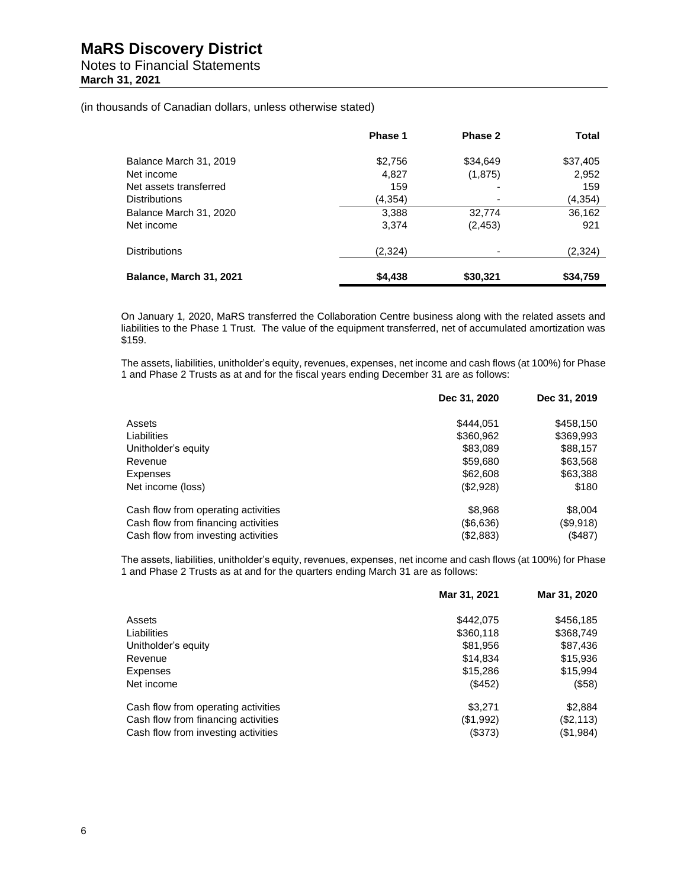# MaRS Discovery District

Notes to Financial Statements

**March 31, 2021**

(in thousands of Canadian dollars, unless otherwise stated)

| | Phase 1 | Phase 2 | Total |
|---|---|---|---|
| Balance March 31, 2019 | $2,756 | $34,649 | $37,405 |
| Net income | 4,827 | (1,875) | 2,952 |
| Net assets transferred | 159 | - | 159 |
| Distributions | (4,354) | - | (4,354) |
| Balance March 31, 2020 | 3,388 | 32,774 | 36,162 |
| Net income | 3,374 | (2,453) | 921 |
| Distributions | (2,324) | - | (2,324) |
| **Balance, March 31, 2021** | **$4,438** | **$30,321** | **$34,759** |

On January 1, 2020, MaRS transferred the Collaboration Centre business along with the related assets and liabilities to the Phase 1 Trust. The value of the equipment transferred, net of accumulated amortization was $159.

The assets, liabilities, unitholder's equity, revenues, expenses, net income and cash flows (at 100%) for Phase 1 and Phase 2 Trusts as at and for the fiscal years ending December 31 are as follows:

| | Dec 31, 2020 | Dec 31, 2019 |
|---|---|---|
| Assets | $444,051 | $458,150 |
| Liabilities | $360,962 | $369,993 |
| Unitholder's equity | $83,089 | $88,157 |
| Revenue | $59,680 | $63,568 |
| Expenses | $62,608 | $63,388 |
| Net income (loss) | ($2,928) | $180 |
| Cash flow from operating activities | $8,968 | $8,004 |
| Cash flow from financing activities | ($6,636) | ($9,918) |
| Cash flow from investing activities | ($2,883) | ($487) |

The assets, liabilities, unitholder's equity, revenues, expenses, net income and cash flows (at 100%) for Phase 1 and Phase 2 Trusts as at and for the quarters ending March 31 are as follows:

| | Mar 31, 2021 | Mar 31, 2020 |
|---|---|---|
| Assets | $442,075 | $456,185 |
| Liabilities | $360,118 | $368,749 |
| Unitholder's equity | $81,956 | $87,436 |
| Revenue | $14,834 | $15,936 |
| Expenses | $15,286 | $15,994 |
| Net income | ($452) | ($58) |
| Cash flow from operating activities | $3,271 | $2,884 |
| Cash flow from financing activities | ($1,992) | ($2,113) |
| Cash flow from investing activities | ($373) | ($1,984) |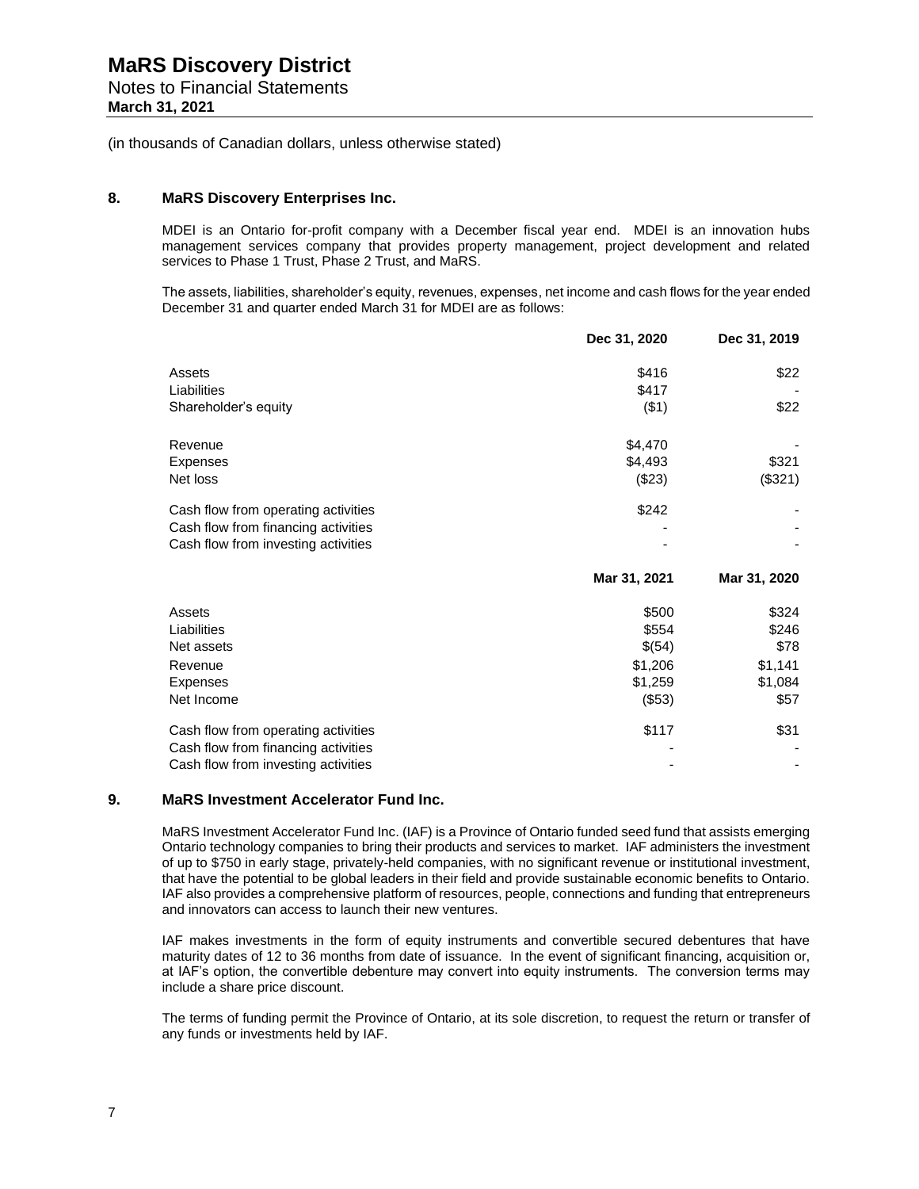# MaRS Discovery District

Notes to Financial Statements
**March 31, 2021**

(in thousands of Canadian dollars, unless otherwise stated)

## 8. MaRS Discovery Enterprises Inc.

MDEI is an Ontario for-profit company with a December fiscal year end. MDEI is an innovation hubs management services company that provides property management, project development and related services to Phase 1 Trust, Phase 2 Trust, and MaRS.

The assets, liabilities, shareholder's equity, revenues, expenses, net income and cash flows for the year ended December 31 and quarter ended March 31 for MDEI are as follows:

| | Dec 31, 2020 | Dec 31, 2019 |
|---|---|---|
| Assets | \$416 | \$22 |
| Liabilities | \$417 | - |
| Shareholder's equity | (\$1) | \$22 |
| Revenue | \$4,470 | - |
| Expenses | \$4,493 | \$321 |
| Net loss | (\$23) | (\$321) |
| Cash flow from operating activities | \$242 | - |
| Cash flow from financing activities | - | - |
| Cash flow from investing activities | - | - |

| | Mar 31, 2021 | Mar 31, 2020 |
|---|---|---|
| Assets | \$500 | \$324 |
| Liabilities | \$554 | \$246 |
| Net assets | \$(54) | \$78 |
| Revenue | \$1,206 | \$1,141 |
| Expenses | \$1,259 | \$1,084 |
| Net Income | (\$53) | \$57 |
| Cash flow from operating activities | \$117 | \$31 |
| Cash flow from financing activities | - | - |
| Cash flow from investing activities | - | - |

## 9. MaRS Investment Accelerator Fund Inc.

MaRS Investment Accelerator Fund Inc. (IAF) is a Province of Ontario funded seed fund that assists emerging Ontario technology companies to bring their products and services to market. IAF administers the investment of up to \$750 in early stage, privately-held companies, with no significant revenue or institutional investment, that have the potential to be global leaders in their field and provide sustainable economic benefits to Ontario. IAF also provides a comprehensive platform of resources, people, connections and funding that entrepreneurs and innovators can access to launch their new ventures.

IAF makes investments in the form of equity instruments and convertible secured debentures that have maturity dates of 12 to 36 months from date of issuance. In the event of significant financing, acquisition or, at IAF's option, the convertible debenture may convert into equity instruments. The conversion terms may include a share price discount.

The terms of funding permit the Province of Ontario, at its sole discretion, to request the return or transfer of any funds or investments held by IAF.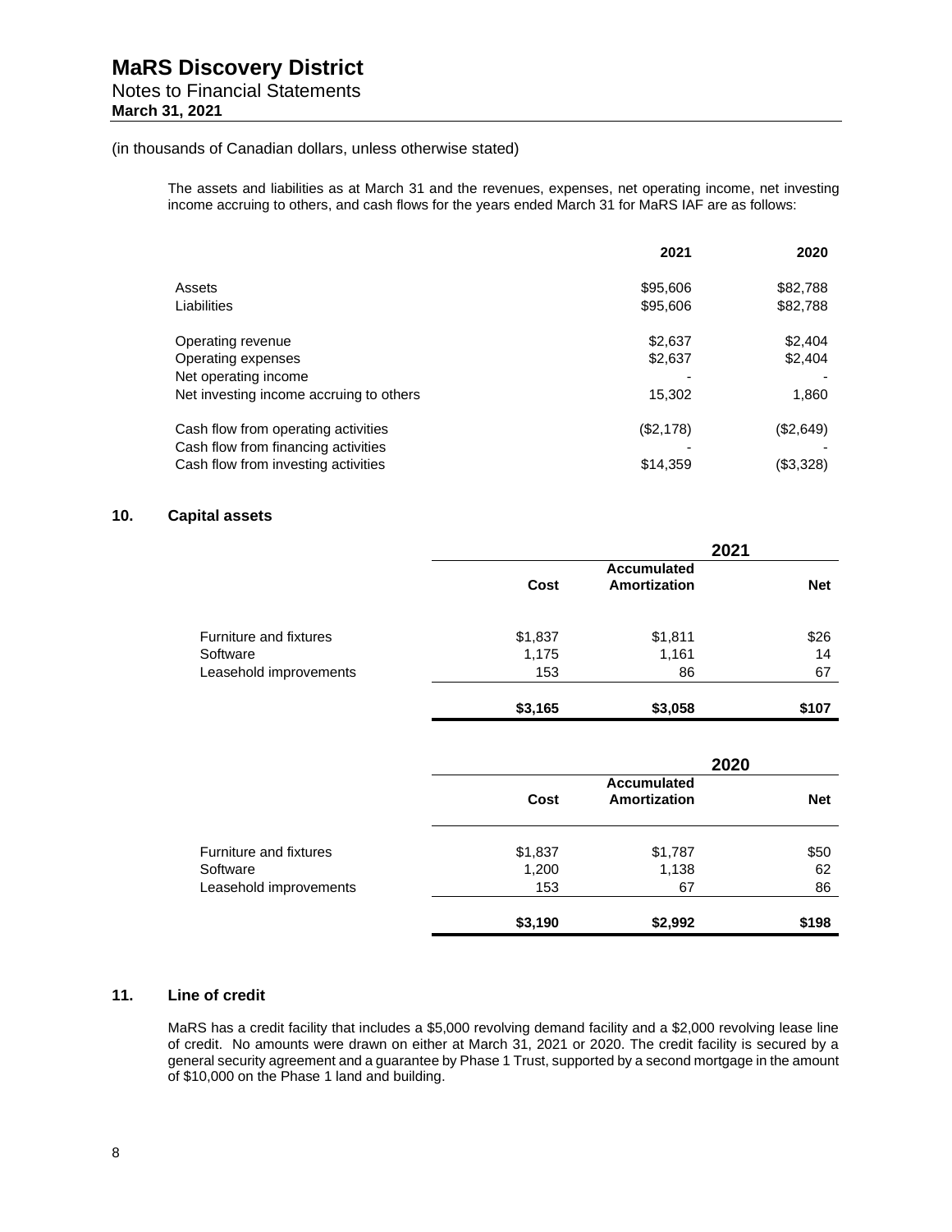(in thousands of Canadian dollars, unless otherwise stated)

The assets and liabilities as at March 31 and the revenues, expenses, net operating income, net investing income accruing to others, and cash flows for the years ended March 31 for MaRS IAF are as follows:

| | 2021 | 2020 |
|---|---|---|
| Assets | $95,606 | $82,788 |
| Liabilities | $95,606 | $82,788 |
| Operating revenue | $2,637 | $2,404 |
| Operating expenses | $2,637 | $2,404 |
| Net operating income | - | - |
| Net investing income accruing to others | 15,302 | 1,860 |
| Cash flow from operating activities | ($2,178) | ($2,649) |
| Cash flow from financing activities | - | - |
| Cash flow from investing activities | $14,359 | ($3,328) |

## 10. Capital assets

| | 2021 | | |
|---|---|---|---|
| | Cost | Accumulated Amortization | Net |
| Furniture and fixtures | $1,837 | $1,811 | $26 |
| Software | 1,175 | 1,161 | 14 |
| Leasehold improvements | 153 | 86 | 67 |
| | **$3,165** | **$3,058** | **$107** |

| | 2020 | | |
|---|---|---|---|
| | Cost | Accumulated Amortization | Net |
| Furniture and fixtures | $1,837 | $1,787 | $50 |
| Software | 1,200 | 1,138 | 62 |
| Leasehold improvements | 153 | 67 | 86 |
| | **$3,190** | **$2,992** | **$198** |

## 11. Line of credit

MaRS has a credit facility that includes a $5,000 revolving demand facility and a $2,000 revolving lease line of credit. No amounts were drawn on either at March 31, 2021 or 2020. The credit facility is secured by a general security agreement and a guarantee by Phase 1 Trust, supported by a second mortgage in the amount of $10,000 on the Phase 1 land and building.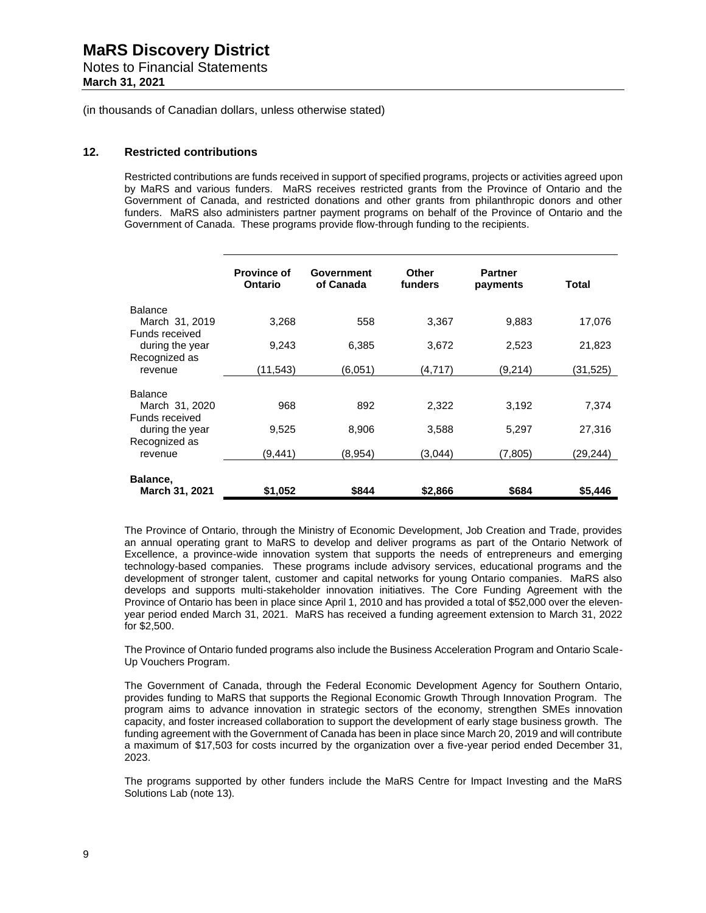# MaRS Discovery District

Notes to Financial Statements

**March 31, 2021**

(in thousands of Canadian dollars, unless otherwise stated)

## 12. Restricted contributions

Restricted contributions are funds received in support of specified programs, projects or activities agreed upon by MaRS and various funders. MaRS receives restricted grants from the Province of Ontario and the Government of Canada, and restricted donations and other grants from philanthropic donors and other funders. MaRS also administers partner payment programs on behalf of the Province of Ontario and the Government of Canada. These programs provide flow-through funding to the recipients.

| | Province of Ontario | Government of Canada | Other funders | Partner payments | Total |
|---|---|---|---|---|---|
| Balance March 31, 2019 | 3,268 | 558 | 3,367 | 9,883 | 17,076 |
| Funds received during the year | 9,243 | 6,385 | 3,672 | 2,523 | 21,823 |
| Recognized as revenue | (11,543) | (6,051) | (4,717) | (9,214) | (31,525) |
| Balance March 31, 2020 | 968 | 892 | 2,322 | 3,192 | 7,374 |
| Funds received during the year | 9,525 | 8,906 | 3,588 | 5,297 | 27,316 |
| Recognized as revenue | (9,441) | (8,954) | (3,044) | (7,805) | (29,244) |
| **Balance, March 31, 2021** | **$1,052** | **$844** | **$2,866** | **$684** | **$5,446** |

The Province of Ontario, through the Ministry of Economic Development, Job Creation and Trade, provides an annual operating grant to MaRS to develop and deliver programs as part of the Ontario Network of Excellence, a province-wide innovation system that supports the needs of entrepreneurs and emerging technology-based companies. These programs include advisory services, educational programs and the development of stronger talent, customer and capital networks for young Ontario companies. MaRS also develops and supports multi-stakeholder innovation initiatives. The Core Funding Agreement with the Province of Ontario has been in place since April 1, 2010 and has provided a total of $52,000 over the eleven-year period ended March 31, 2021. MaRS has received a funding agreement extension to March 31, 2022 for $2,500.

The Province of Ontario funded programs also include the Business Acceleration Program and Ontario Scale-Up Vouchers Program.

The Government of Canada, through the Federal Economic Development Agency for Southern Ontario, provides funding to MaRS that supports the Regional Economic Growth Through Innovation Program. The program aims to advance innovation in strategic sectors of the economy, strengthen SMEs innovation capacity, and foster increased collaboration to support the development of early stage business growth. The funding agreement with the Government of Canada has been in place since March 20, 2019 and will contribute a maximum of $17,503 for costs incurred by the organization over a five-year period ended December 31, 2023.

The programs supported by other funders include the MaRS Centre for Impact Investing and the MaRS Solutions Lab (note 13).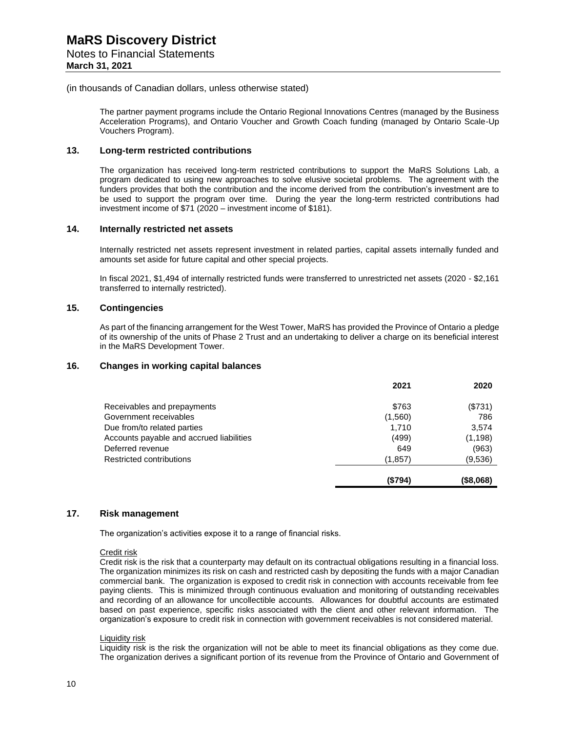(in thousands of Canadian dollars, unless otherwise stated)

The partner payment programs include the Ontario Regional Innovations Centres (managed by the Business Acceleration Programs), and Ontario Voucher and Growth Coach funding (managed by Ontario Scale-Up Vouchers Program).

## 13. Long-term restricted contributions

The organization has received long-term restricted contributions to support the MaRS Solutions Lab, a program dedicated to using new approaches to solve elusive societal problems. The agreement with the funders provides that both the contribution and the income derived from the contribution's investment are to be used to support the program over time. During the year the long-term restricted contributions had investment income of $71 (2020 – investment income of $181).

## 14. Internally restricted net assets

Internally restricted net assets represent investment in related parties, capital assets internally funded and amounts set aside for future capital and other special projects.

In fiscal 2021, $1,494 of internally restricted funds were transferred to unrestricted net assets (2020 - $2,161 transferred to internally restricted).

## 15. Contingencies

As part of the financing arrangement for the West Tower, MaRS has provided the Province of Ontario a pledge of its ownership of the units of Phase 2 Trust and an undertaking to deliver a charge on its beneficial interest in the MaRS Development Tower.

## 16. Changes in working capital balances

| | 2021 | 2020 |
|---|---|---|
| Receivables and prepayments | $763 | ($731) |
| Government receivables | (1,560) | 786 |
| Due from/to related parties | 1,710 | 3,574 |
| Accounts payable and accrued liabilities | (499) | (1,198) |
| Deferred revenue | 649 | (963) |
| Restricted contributions | (1,857) | (9,536) |
| | **($794)** | **($8,068)** |

## 17. Risk management

The organization's activities expose it to a range of financial risks.

Credit risk

Credit risk is the risk that a counterparty may default on its contractual obligations resulting in a financial loss. The organization minimizes its risk on cash and restricted cash by depositing the funds with a major Canadian commercial bank. The organization is exposed to credit risk in connection with accounts receivable from fee paying clients. This is minimized through continuous evaluation and monitoring of outstanding receivables and recording of an allowance for uncollectible accounts. Allowances for doubtful accounts are estimated based on past experience, specific risks associated with the client and other relevant information. The organization's exposure to credit risk in connection with government receivables is not considered material.

Liquidity risk

Liquidity risk is the risk the organization will not be able to meet its financial obligations as they come due. The organization derives a significant portion of its revenue from the Province of Ontario and Government of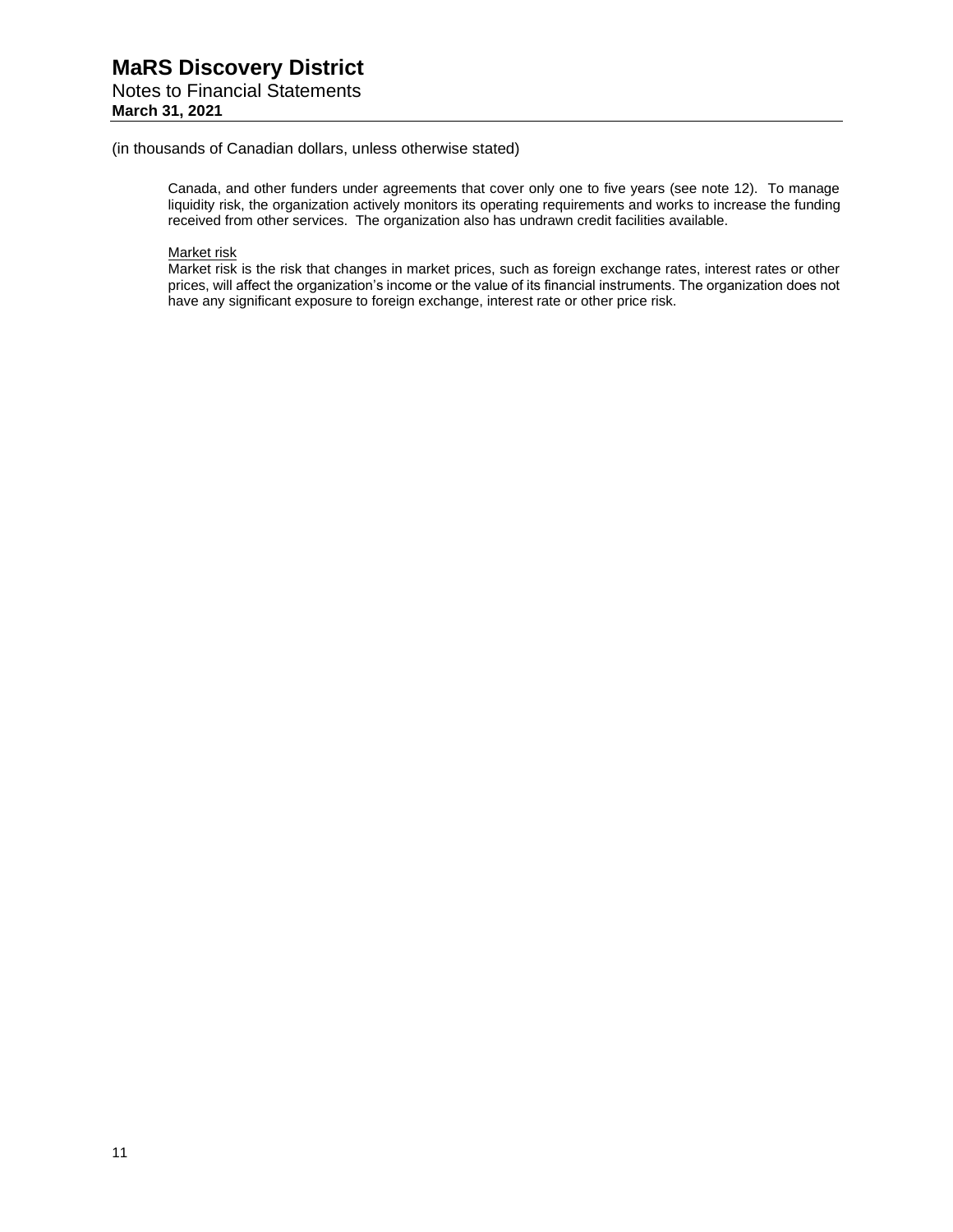(in thousands of Canadian dollars, unless otherwise stated)

Canada, and other funders under agreements that cover only one to five years (see note 12). To manage liquidity risk, the organization actively monitors its operating requirements and works to increase the funding received from other services. The organization also has undrawn credit facilities available.

Market risk

Market risk is the risk that changes in market prices, such as foreign exchange rates, interest rates or other prices, will affect the organization's income or the value of its financial instruments. The organization does not have any significant exposure to foreign exchange, interest rate or other price risk.